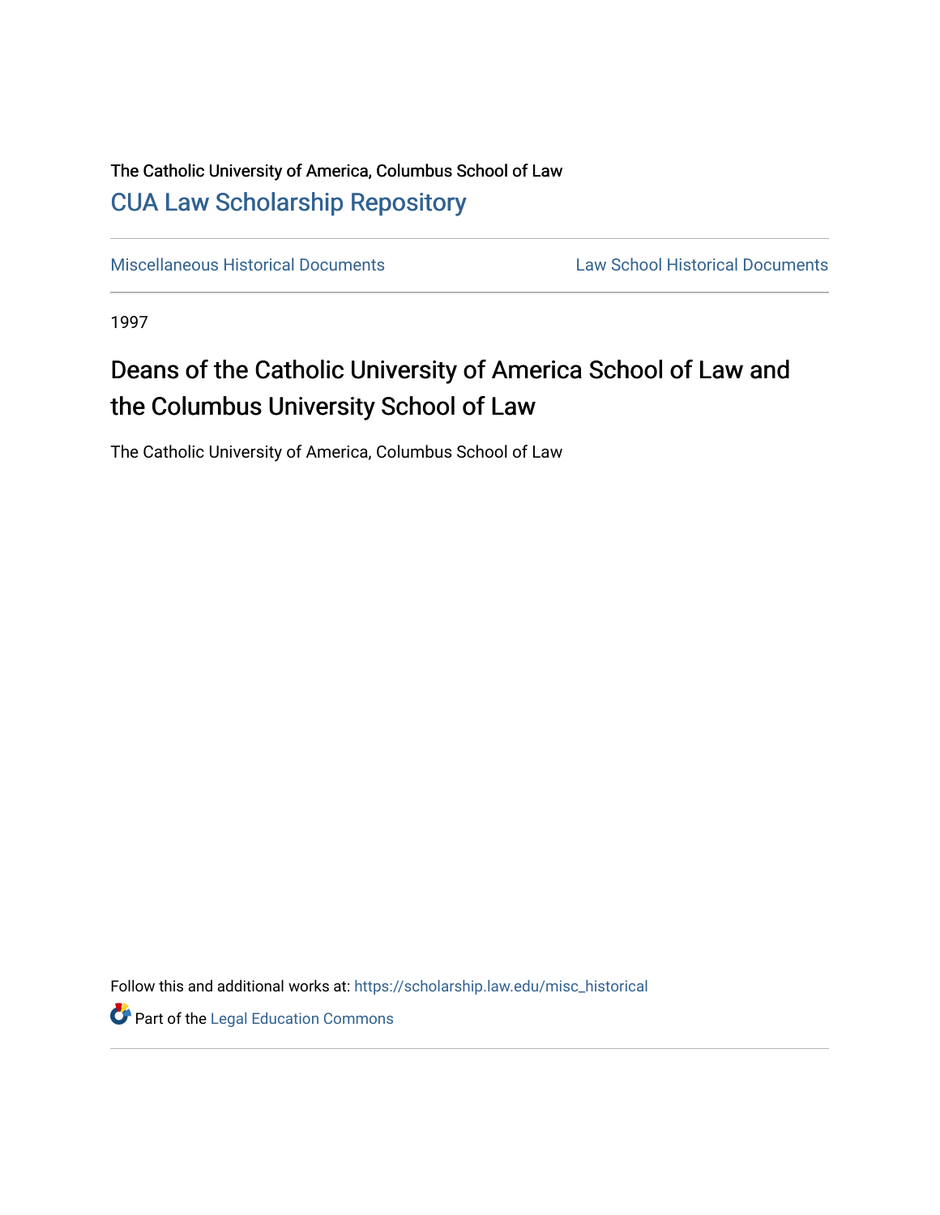The Catholic University of America, Columbus School of Law

CUA Law Scholarship Repository

Miscellaneous Historical Documents | Law School Historical Documents

1997

# Deans of the Catholic University of America School of Law and the Columbus University School of Law

The Catholic University of America, Columbus School of Law

Follow this and additional works at: https://scholarship.law.edu/misc_historical

Part of the Legal Education Commons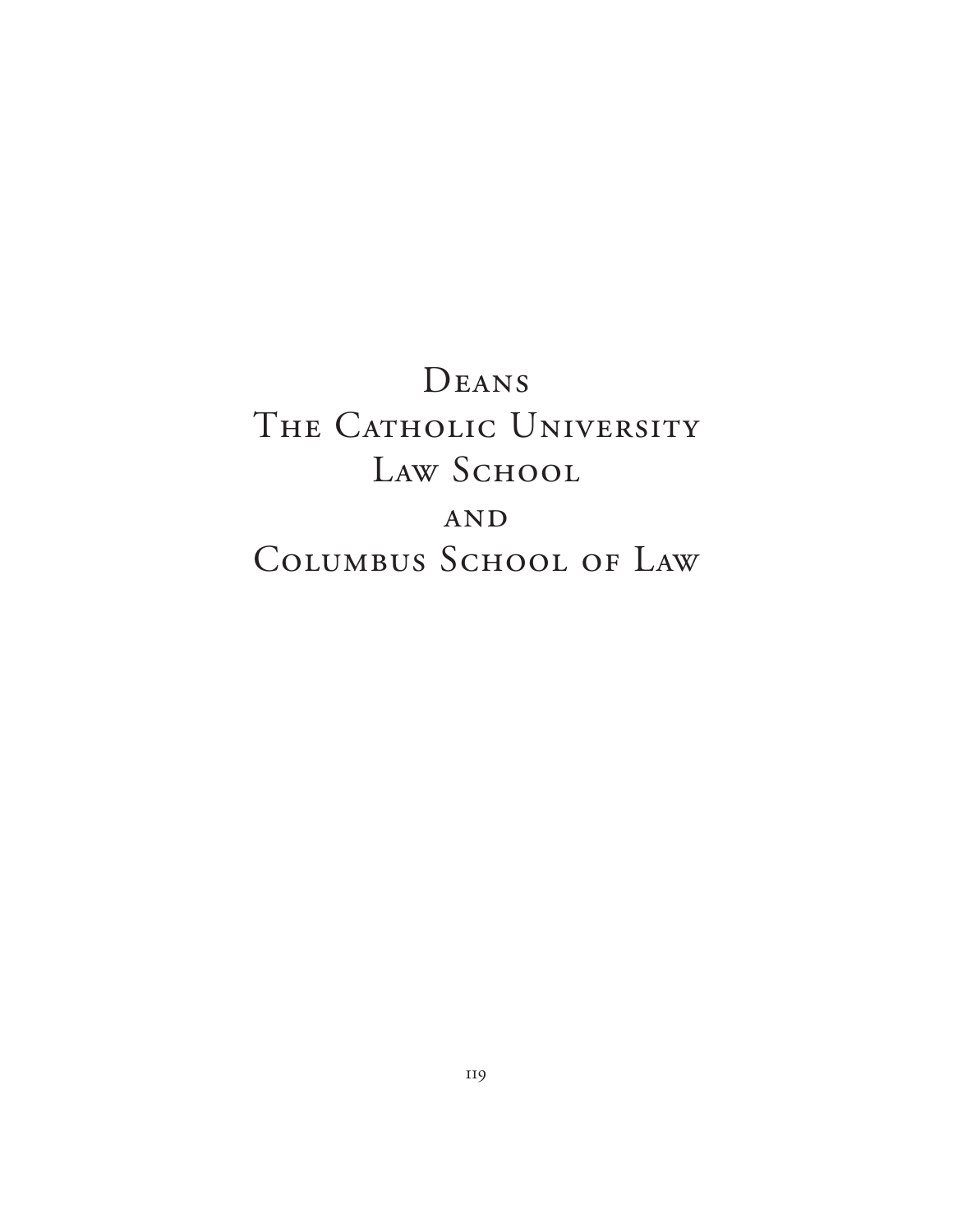# Deans
# The Catholic University Law School
# and
# Columbus School of Law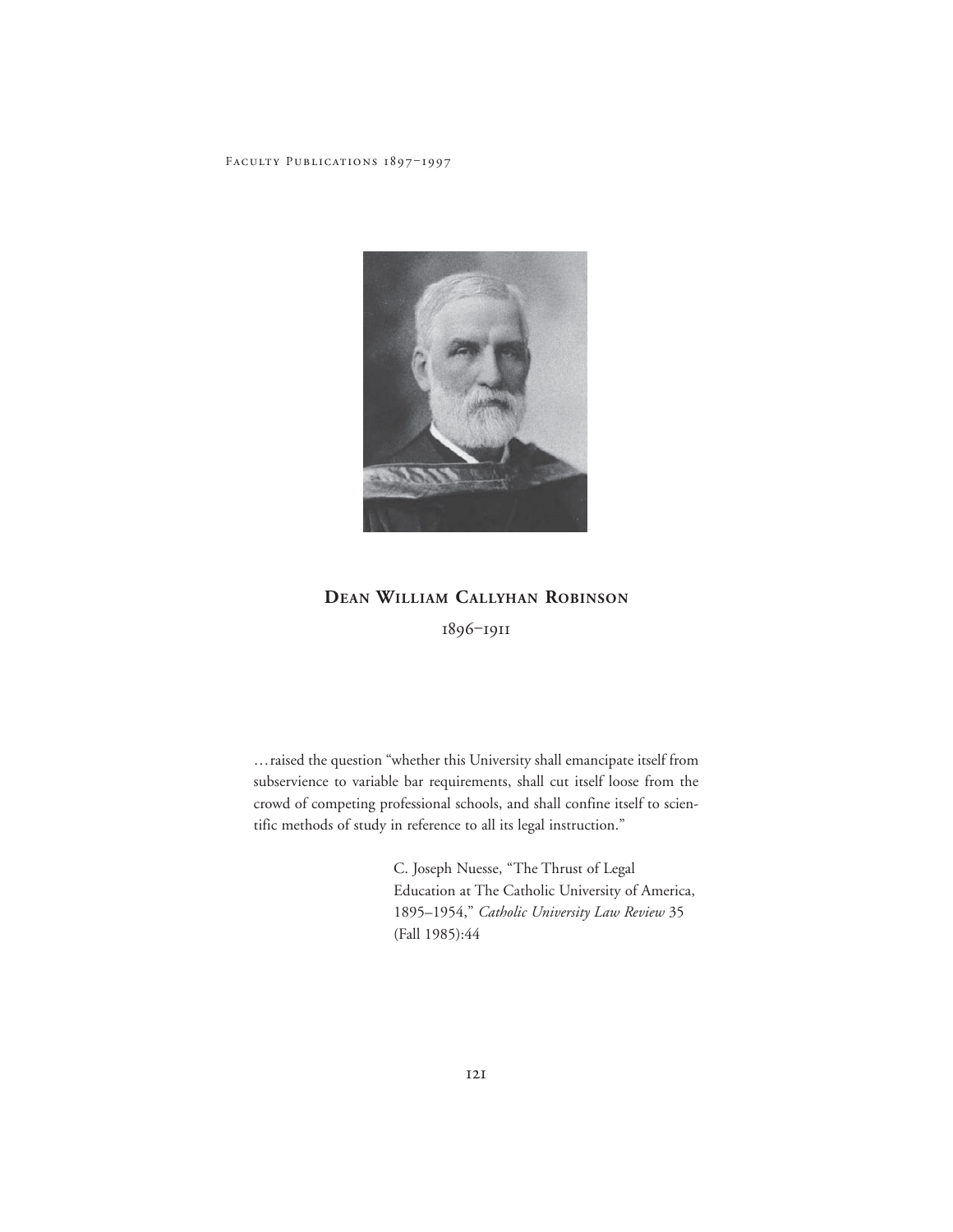## **Dean William Callyhan Robinson**

1896–1911

…raised the question "whether this University shall emancipate itself from subservience to variable bar requirements, shall cut itself loose from the crowd of competing professional schools, and shall confine itself to scientific methods of study in reference to all its legal instruction."

> C. Joseph Nuesse, "The Thrust of Legal Education at The Catholic University of America, 1895–1954," *Catholic University Law Review* 35 (Fall 1985):44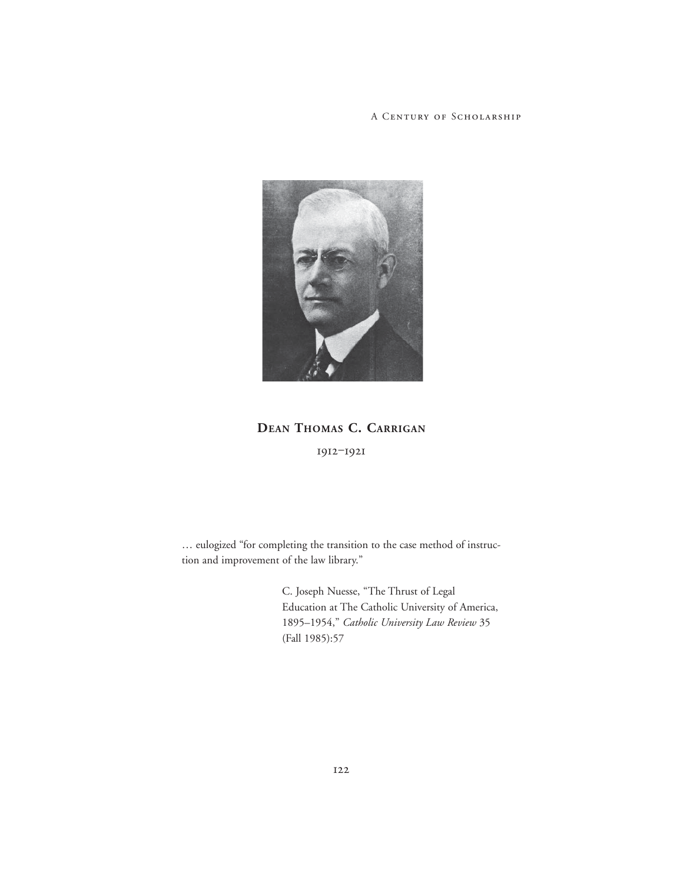## Dean Thomas C. Carrigan

1912–1921

… eulogized "for completing the transition to the case method of instruction and improvement of the law library."

> C. Joseph Nuesse, "The Thrust of Legal Education at The Catholic University of America, 1895–1954," *Catholic University Law Review* 35 (Fall 1985):57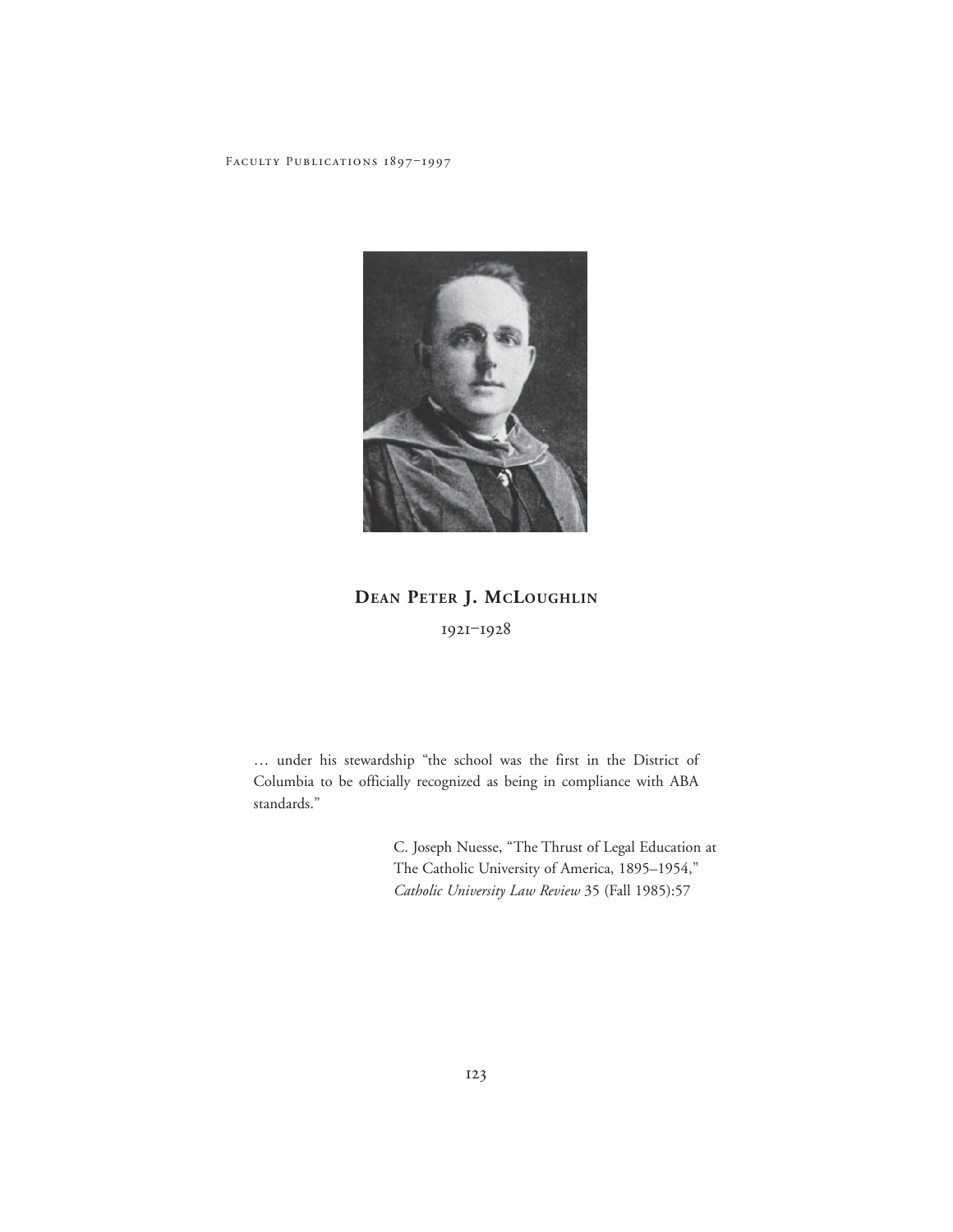## Dean Peter J. McLoughlin

1921–1928

… under his stewardship "the school was the first in the District of Columbia to be officially recognized as being in compliance with ABA standards."

> C. Joseph Nuesse, "The Thrust of Legal Education at The Catholic University of America, 1895–1954," *Catholic University Law Review* 35 (Fall 1985):57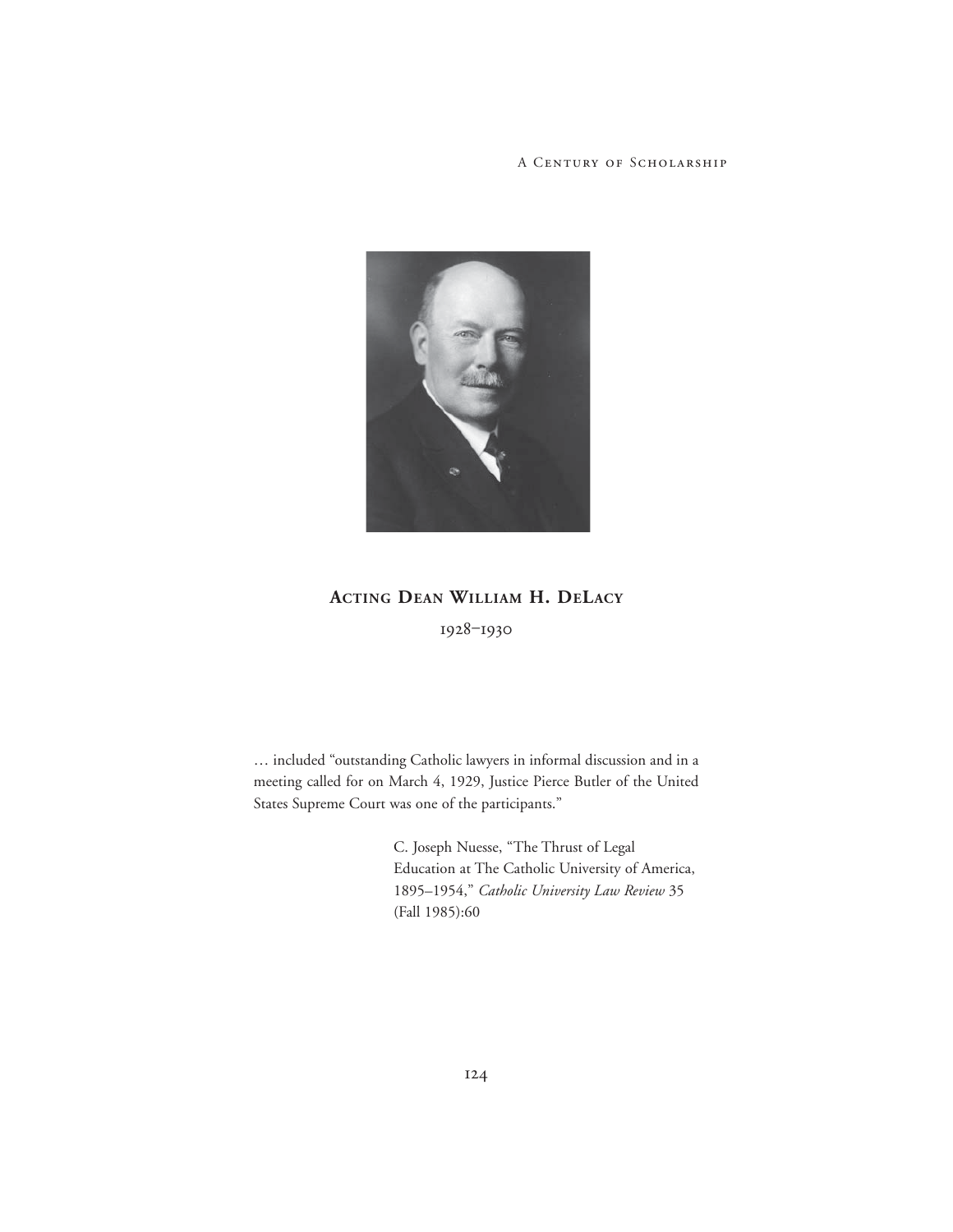## Acting Dean William H. DeLacy

1928–1930

… included "outstanding Catholic lawyers in informal discussion and in a meeting called for on March 4, 1929, Justice Pierce Butler of the United States Supreme Court was one of the participants."

> C. Joseph Nuesse, "The Thrust of Legal Education at The Catholic University of America, 1895–1954," *Catholic University Law Review* 35 (Fall 1985):60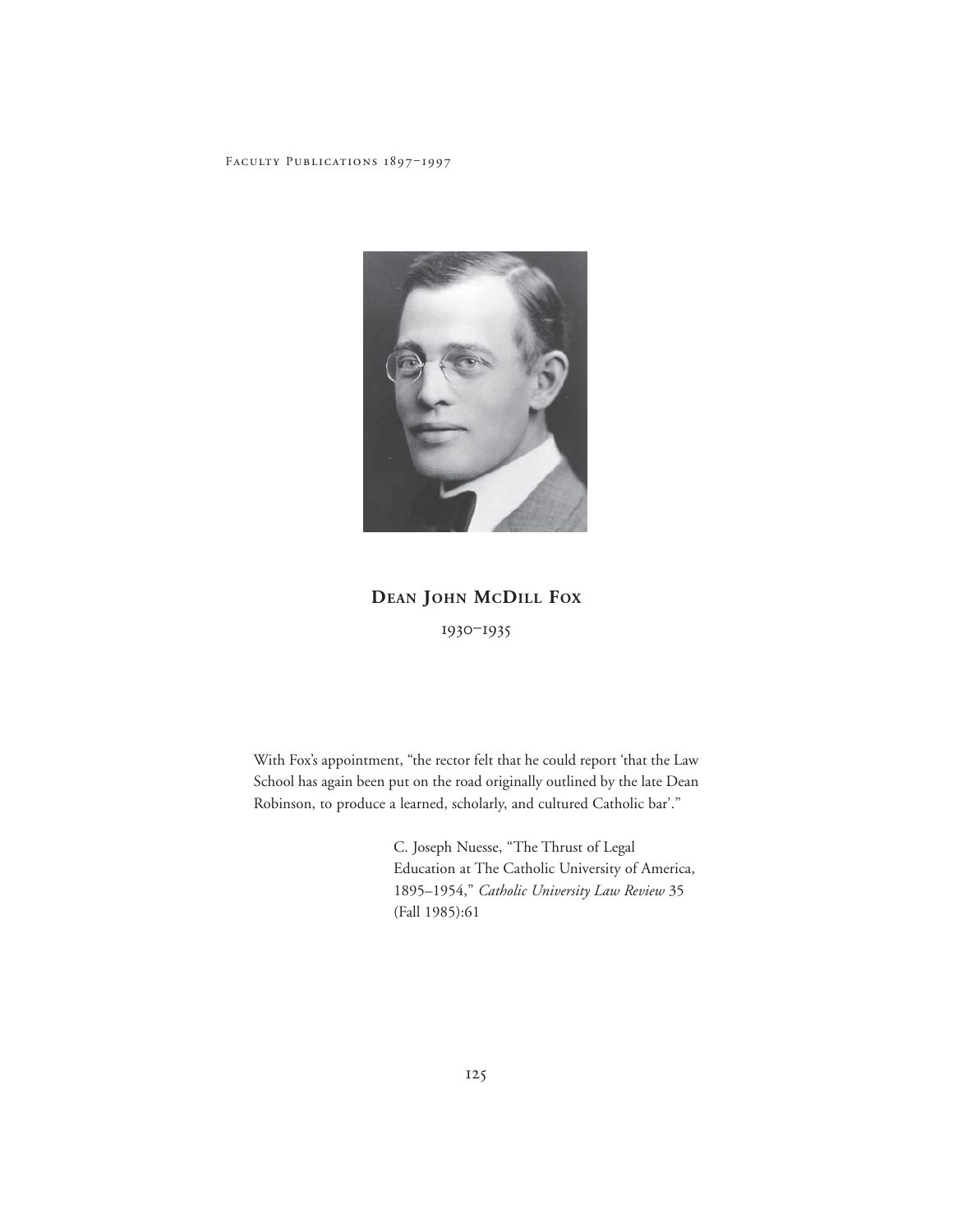## Dean John McDill Fox

1930–1935

With Fox's appointment, "the rector felt that he could report 'that the Law School has again been put on the road originally outlined by the late Dean Robinson, to produce a learned, scholarly, and cultured Catholic bar'."

> C. Joseph Nuesse, "The Thrust of Legal Education at The Catholic University of America, 1895–1954," *Catholic University Law Review* 35 (Fall 1985):61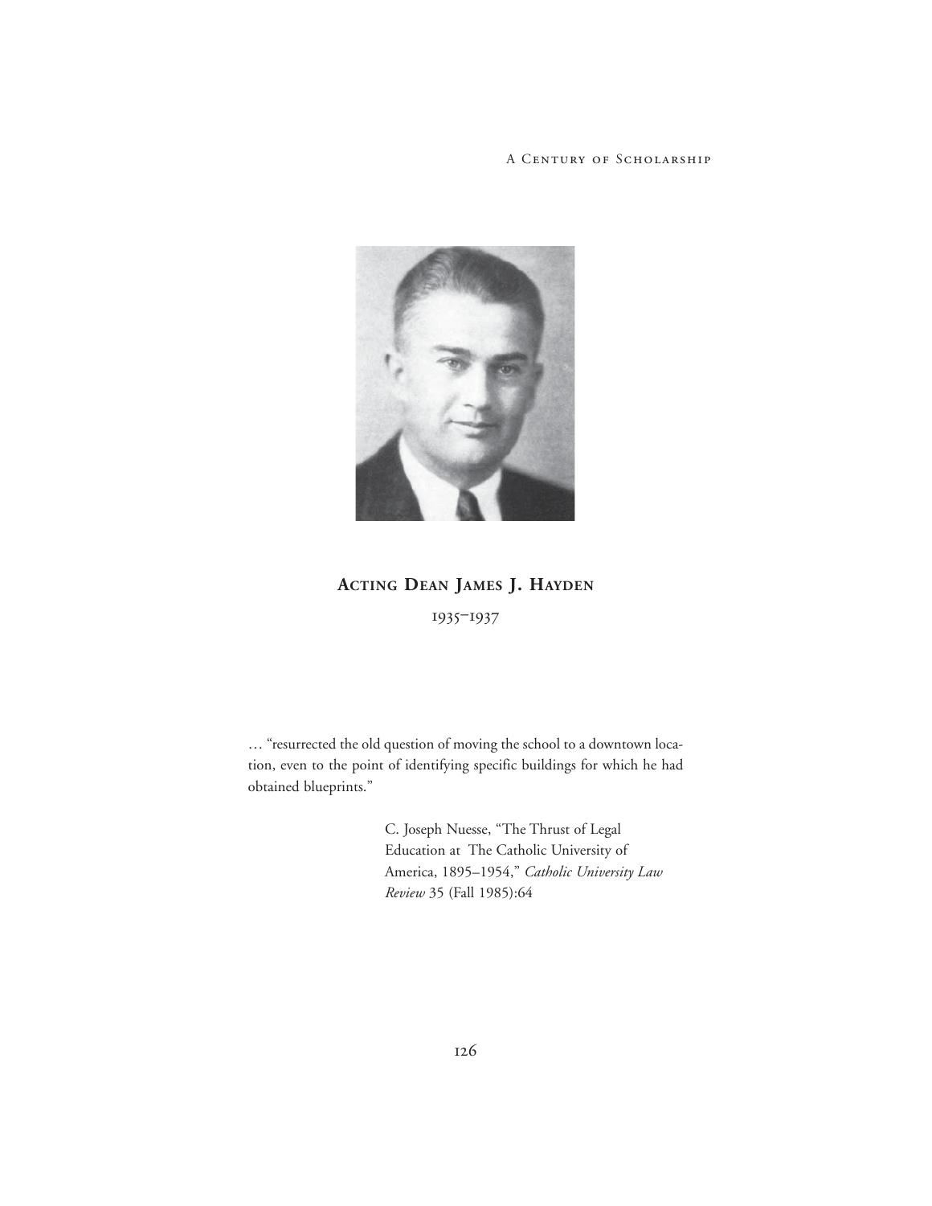## Acting Dean James J. Hayden

1935–1937

… "resurrected the old question of moving the school to a downtown location, even to the point of identifying specific buildings for which he had obtained blueprints."

> C. Joseph Nuesse, "The Thrust of Legal Education at The Catholic University of America, 1895–1954," *Catholic University Law Review* 35 (Fall 1985):64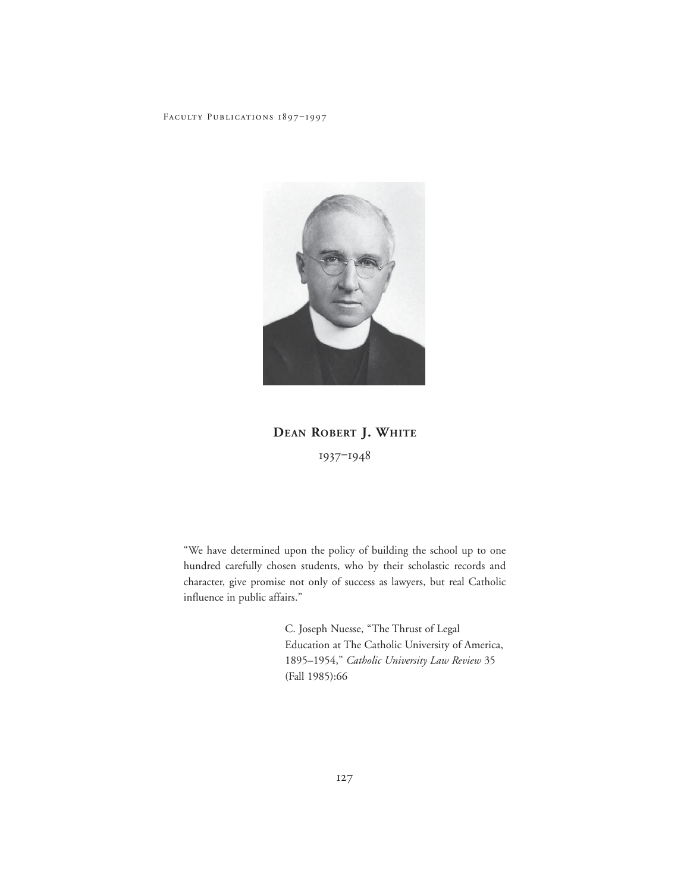## Dean Robert J. White

1937–1948

"We have determined upon the policy of building the school up to one hundred carefully chosen students, who by their scholastic records and character, give promise not only of success as lawyers, but real Catholic influence in public affairs."

> C. Joseph Nuesse, "The Thrust of Legal Education at The Catholic University of America, 1895–1954," *Catholic University Law Review* 35 (Fall 1985):66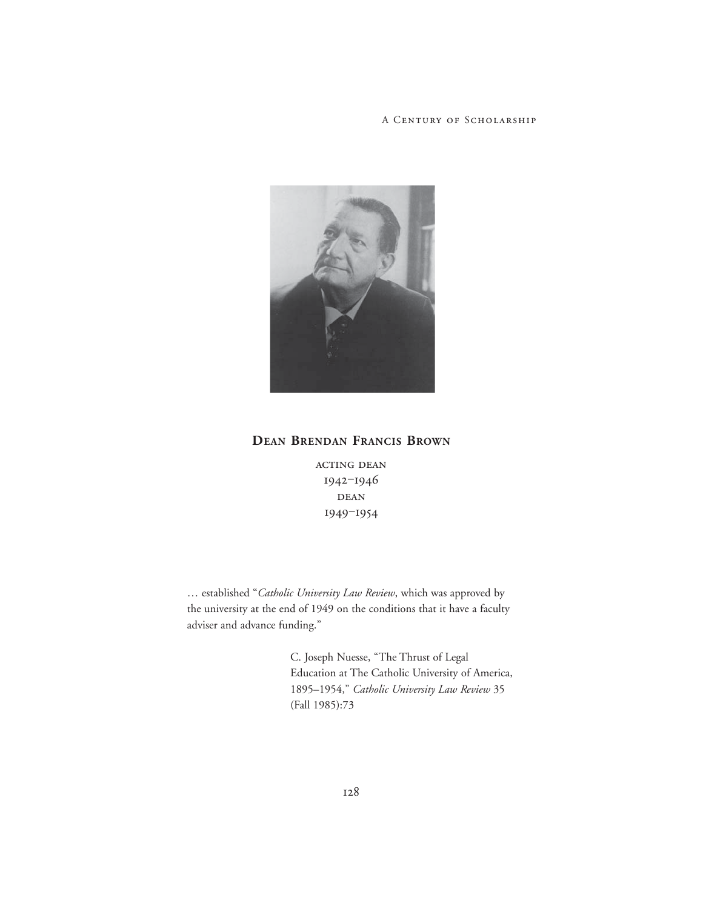## Dean Brendan Francis Brown

acting dean
1942–1946
dean
1949–1954

… established "*Catholic University Law Review*, which was approved by the university at the end of 1949 on the conditions that it have a faculty adviser and advance funding."

> C. Joseph Nuesse, "The Thrust of Legal Education at The Catholic University of America, 1895–1954," *Catholic University Law Review* 35 (Fall 1985):73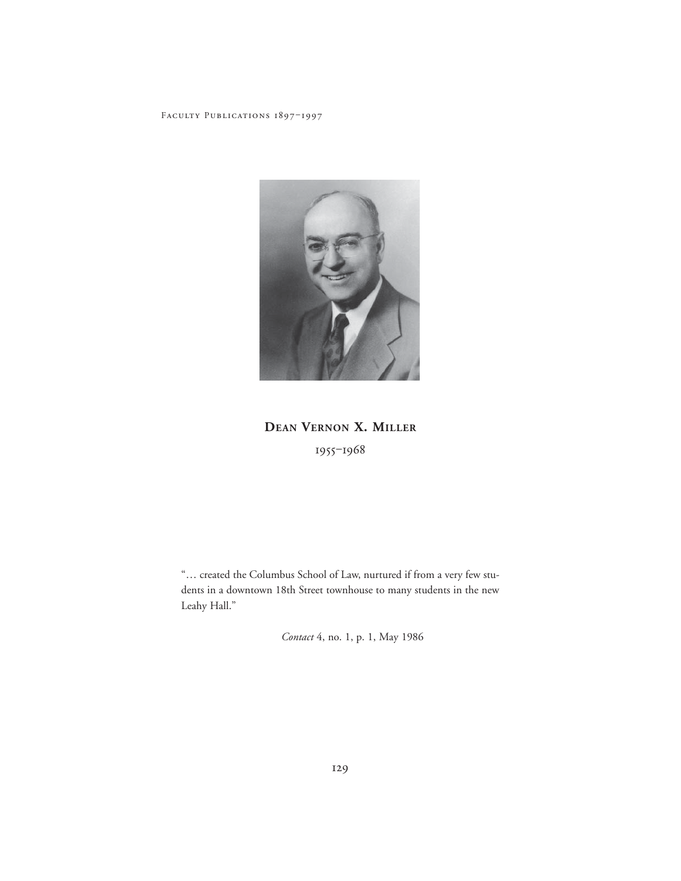## Dean Vernon X. Miller

1955–1968

"… created the Columbus School of Law, nurtured if from a very few students in a downtown 18th Street townhouse to many students in the new Leahy Hall."

*Contact* 4, no. 1, p. 1, May 1986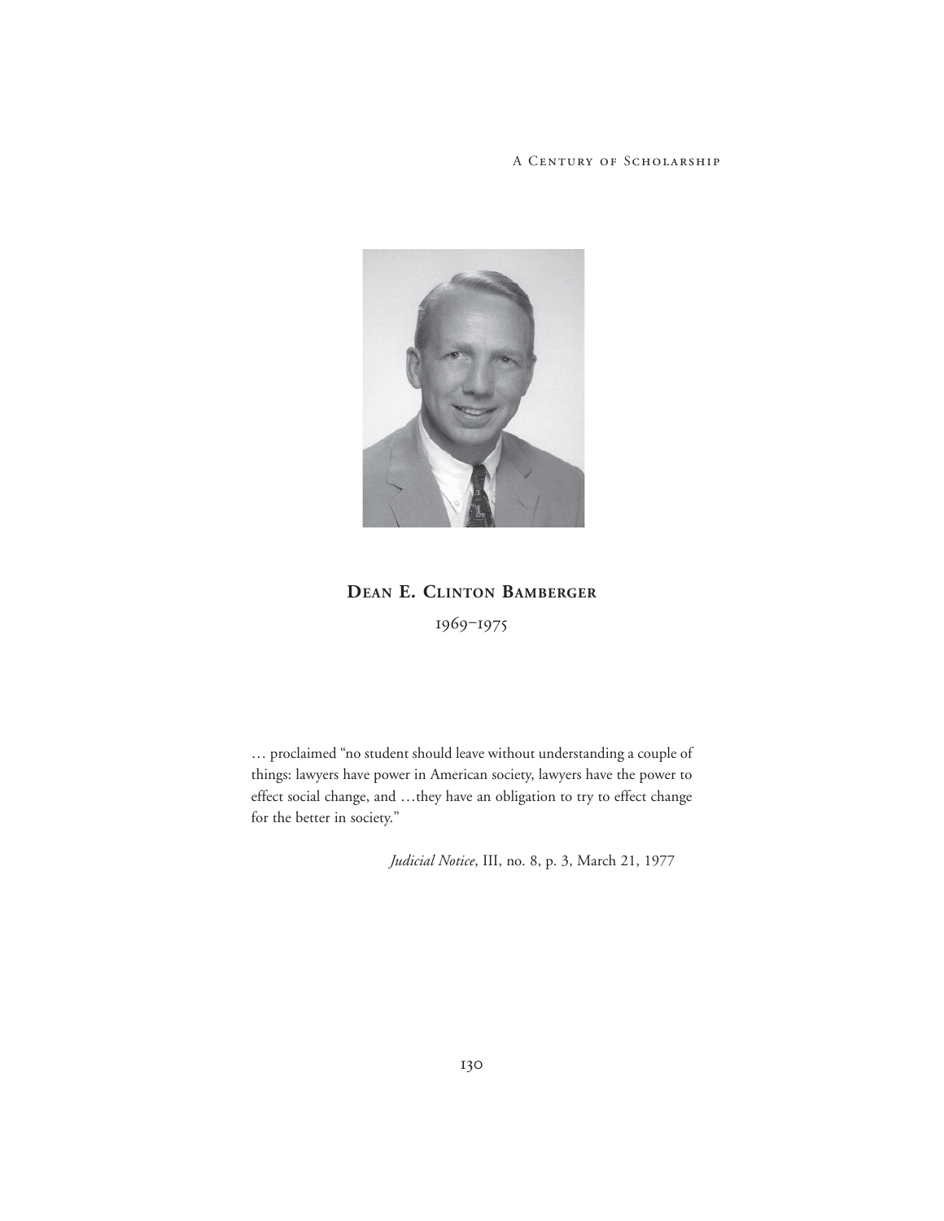## Dean E. Clinton Bamberger

1969–1975

… proclaimed "no student should leave without understanding a couple of things: lawyers have power in American society, lawyers have the power to effect social change, and …they have an obligation to try to effect change for the better in society."

*Judicial Notice*, III, no. 8, p. 3, March 21, 1977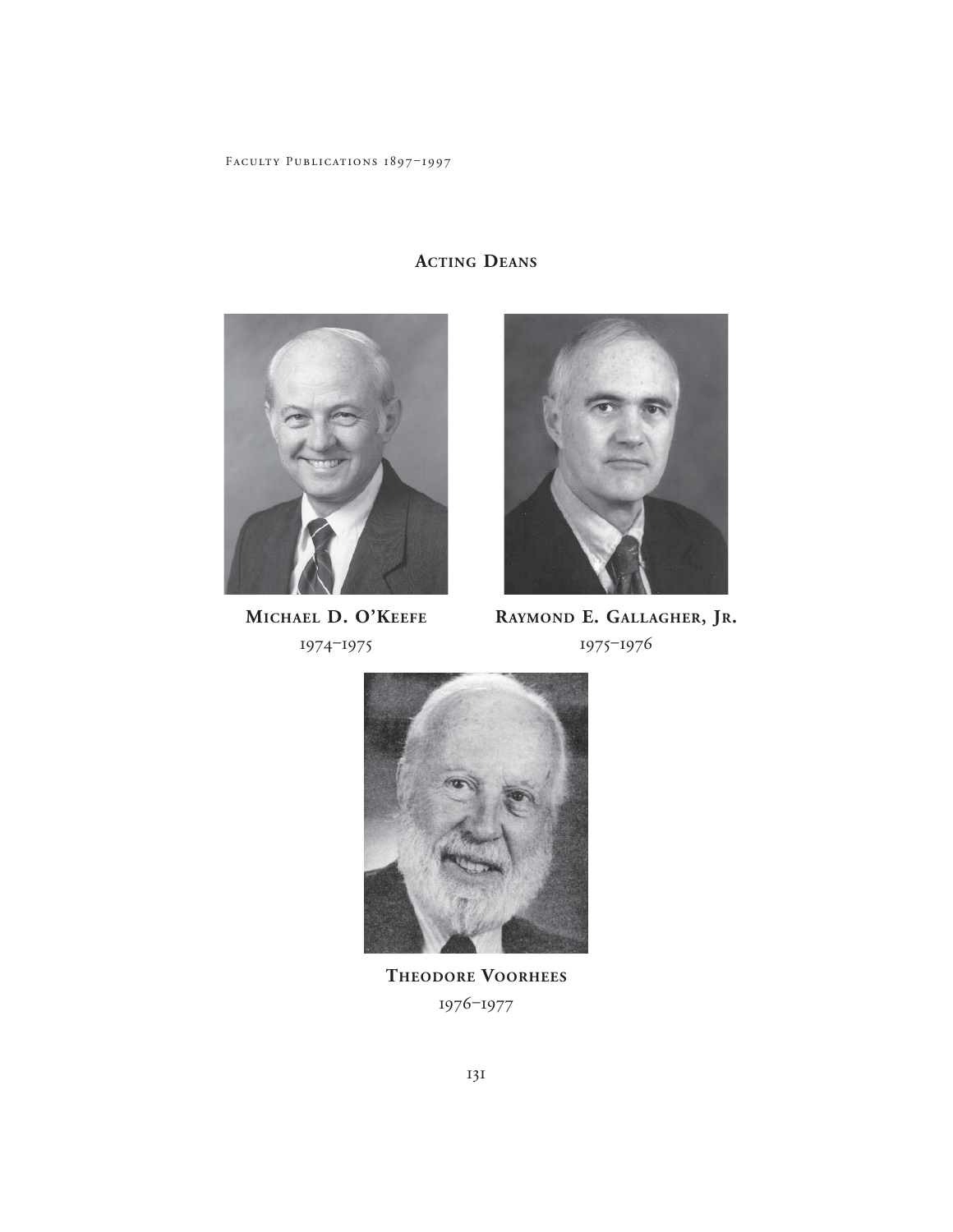## Acting Deans

**Michael D. O'Keefe**
1974–1975

**Raymond E. Gallagher, Jr.**
1975–1976

**Theodore Voorhees**
1976–1977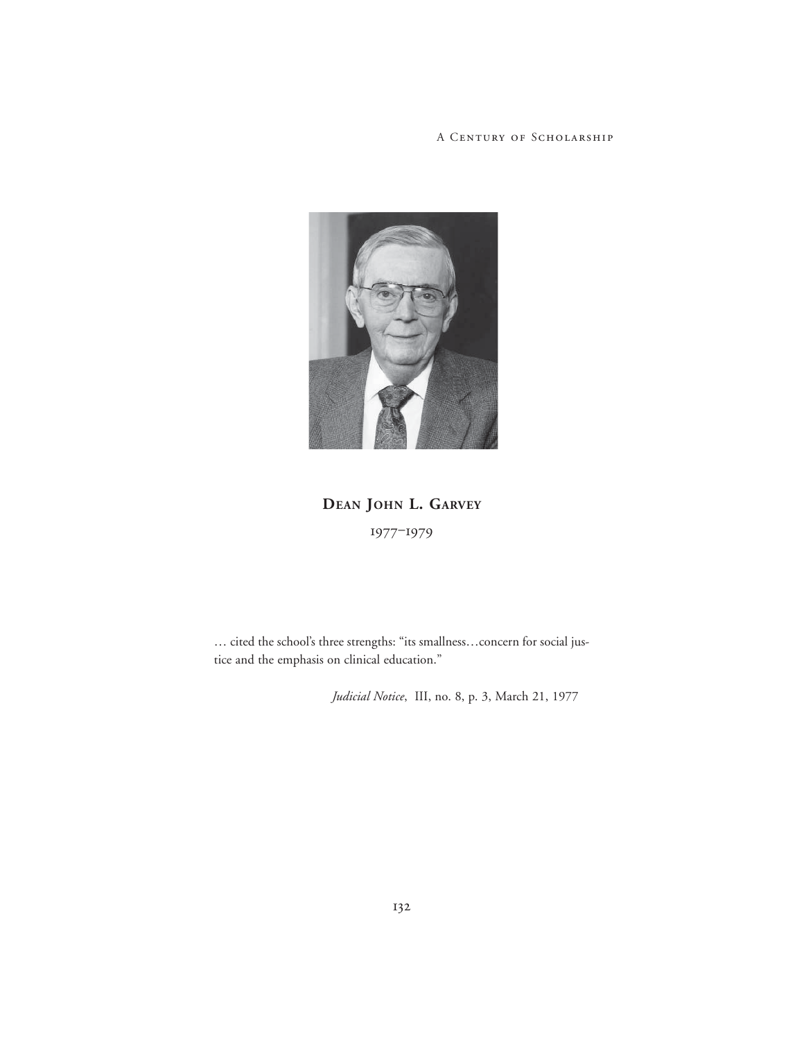**Dean John L. Garvey**

1977–1979

… cited the school's three strengths: "its smallness…concern for social justice and the emphasis on clinical education."

*Judicial Notice*, III, no. 8, p. 3, March 21, 1977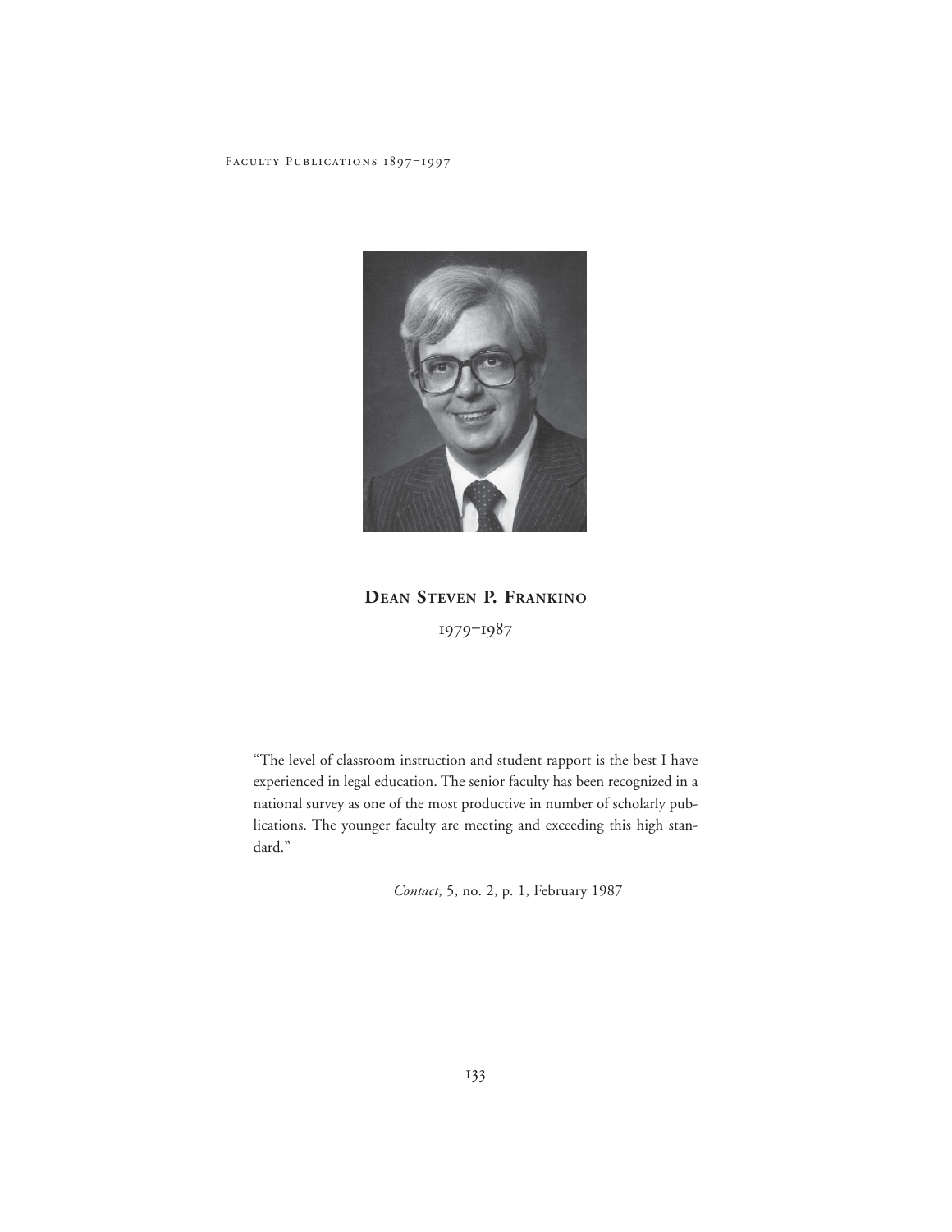**Dean Steven P. Frankino**

1979–1987

"The level of classroom instruction and student rapport is the best I have experienced in legal education. The senior faculty has been recognized in a national survey as one of the most productive in number of scholarly publications. The younger faculty are meeting and exceeding this high standard."

*Contact*, 5, no. 2, p. 1, February 1987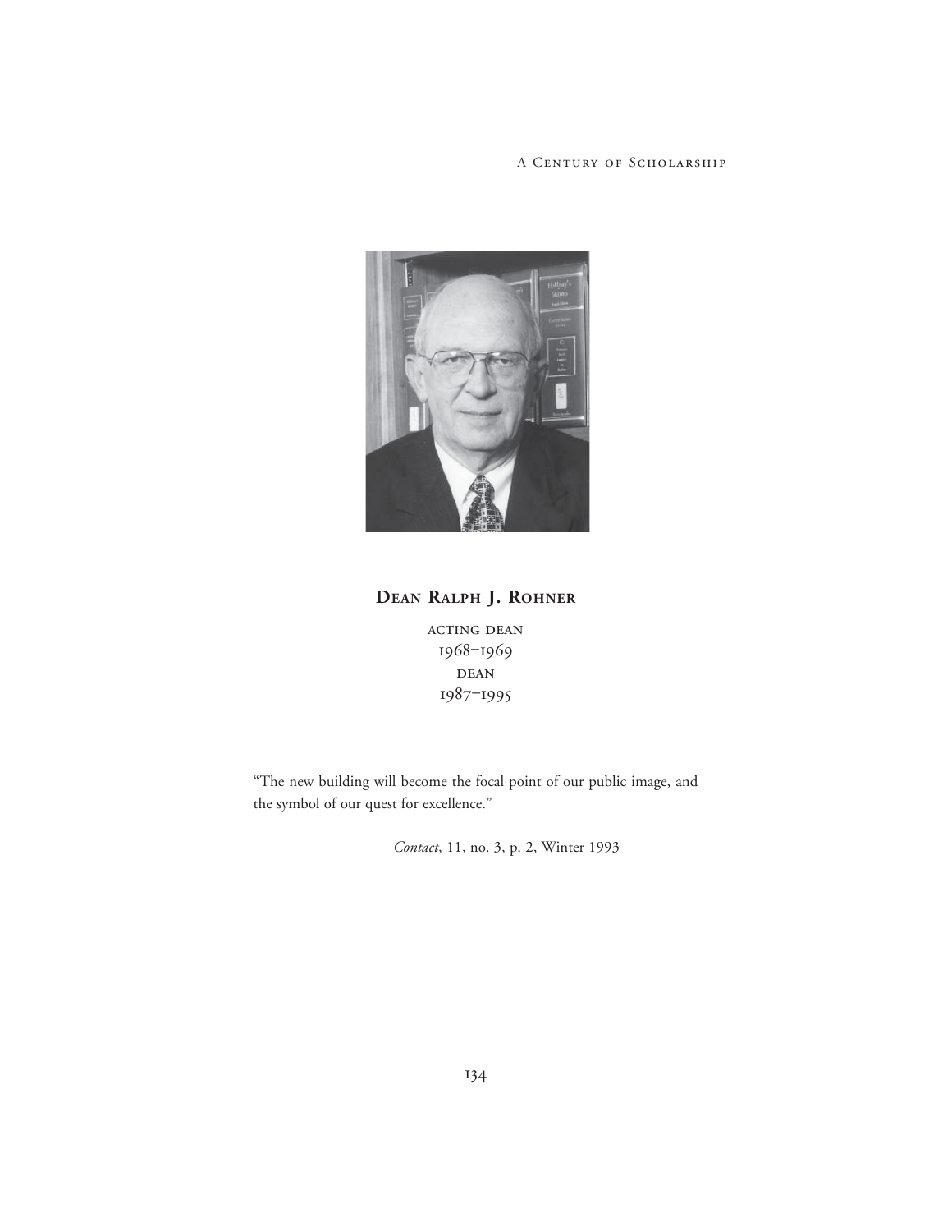## **Dean Ralph J. Rohner**

acting dean
1968–1969
dean
1987–1995

"The new building will become the focal point of our public image, and the symbol of our quest for excellence."

*Contact*, 11, no. 3, p. 2, Winter 1993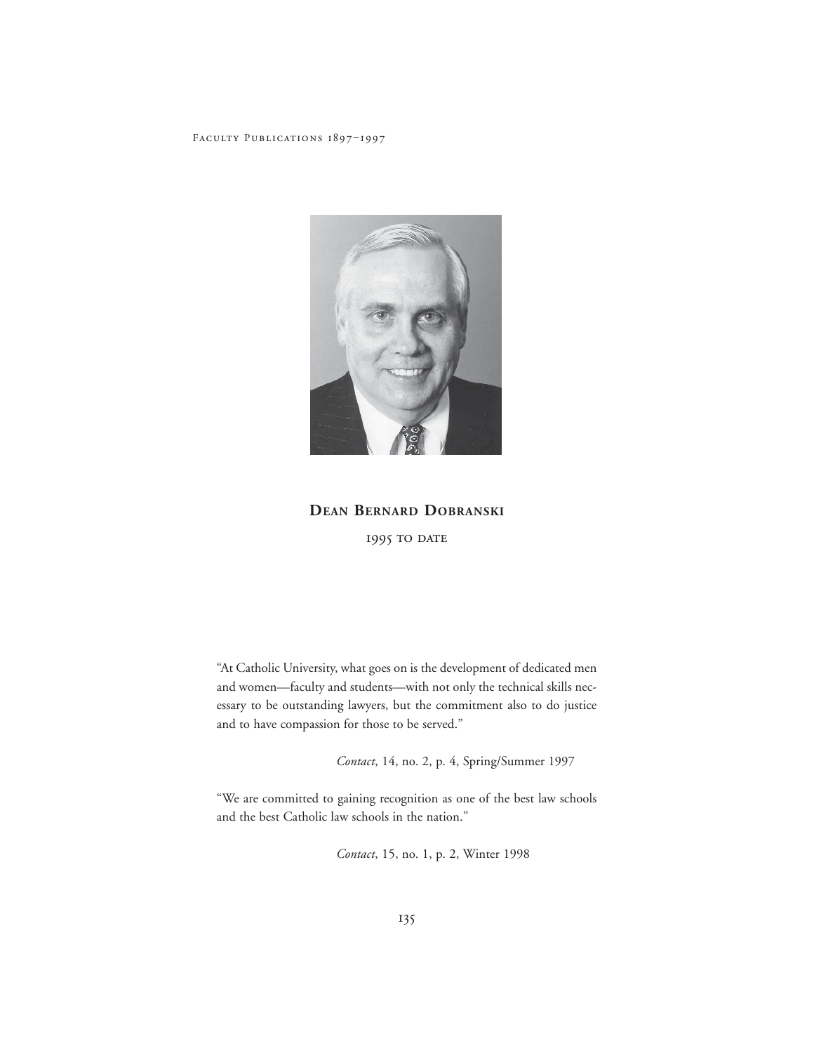## Dean Bernard Dobranski

1995 to date

"At Catholic University, what goes on is the development of dedicated men and women—faculty and students—with not only the technical skills necessary to be outstanding lawyers, but the commitment also to do justice and to have compassion for those to be served."

*Contact*, 14, no. 2, p. 4, Spring/Summer 1997

"We are committed to gaining recognition as one of the best law schools and the best Catholic law schools in the nation."

*Contact*, 15, no. 1, p. 2, Winter 1998